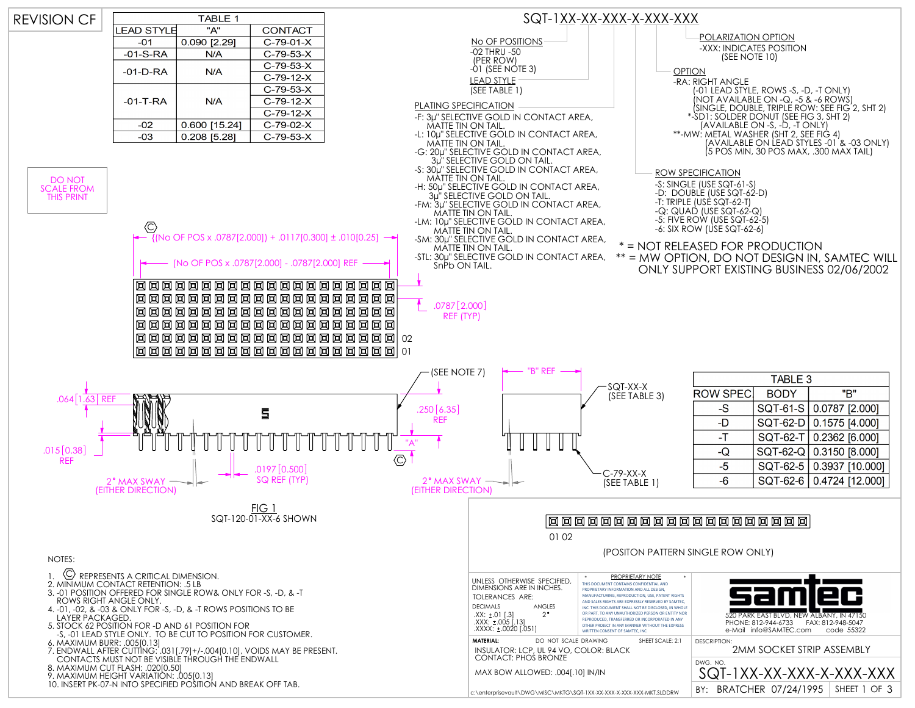REVISION CF

**TABLE 1**

| LEAD STYLE | "A" | CONTACT |
|---|---|---|
| -01 | 0.090 [2.29] | C-79-01-X |
| -01-S-RA | N/A | C-79-53-X |
| -01-D-RA | N/A | C-79-53-X |
| | | C-79-12-X |
| -01-T-RA | N/A | C-79-53-X |
| | | C-79-12-X |
| | | C-79-12-X |
| -02 | 0.600 [15.24] | C-79-02-X |
| -03 | 0.208 [5.28] | C-79-53-X |

# SQT-1XX-XX-XXX-X-XXX-XXX

**No OF POSITIONS**
-02 THRU -50 (PER ROW)
-01 (SEE NOTE 3)

**LEAD STYLE**
(SEE TABLE 1)

**PLATING SPECIFICATION**
- -F: 3µ" SELECTIVE GOLD IN CONTACT AREA, MATTE TIN ON TAIL.
- -L: 10µ" SELECTIVE GOLD IN CONTACT AREA, MATTE TIN ON TAIL.
- -G: 20µ" SELECTIVE GOLD IN CONTACT AREA, 3µ" SELECTIVE GOLD ON TAIL.
- -S: 30µ" SELECTIVE GOLD IN CONTACT AREA, MATTE TIN ON TAIL.
- -H: 50µ" SELECTIVE GOLD IN CONTACT AREA, 3µ" SELECTIVE GOLD ON TAIL.
- -FM: 3µ" SELECTIVE GOLD IN CONTACT AREA, MATTE TIN ON TAIL.
- -LM: 10µ" SELECTIVE GOLD IN CONTACT AREA, MATTE TIN ON TAIL.
- -SM: 30µ" SELECTIVE GOLD IN CONTACT AREA, MATTE TIN ON TAIL.
- -STL: 30µ" SELECTIVE GOLD IN CONTACT AREA, SnPb ON TAIL.

**POLARIZATION OPTION**
-XXX: INDICATES POSITION (SEE NOTE 10)

**OPTION**
-RA: RIGHT ANGLE
(-01 LEAD STYLE, ROWS -S, -D, -T ONLY)
(NOT AVAILABLE ON -Q, -5 & -6 ROWS)
(SINGLE, DOUBLE, TRIPLE ROW: SEE FIG 2, SHT 2)
*-SD1: SOLDER DONUT (SEE FIG 3, SHT 2)
(AVAILABLE ON -S, -D, -T ONLY)
**-MW: METAL WASHER (SHT 2, SEE FIG 4)
(AVAILABLE ON LEAD STYLES -01 & -03 ONLY)
(5 POS MIN, 30 POS MAX, .300 MAX TAIL)

**ROW SPECIFICATION**
- -S: SINGLE (USE SQT-61-S)
- -D: DOUBLE (USE SQT-62-D)
- -T: TRIPLE (USE SQT-62-T)
- -Q: QUAD (USE SQT-62-Q)
- -5: FIVE ROW (USE SQT-62-5)
- -6: SIX ROW (USE SQT-62-6)

\* = NOT RELEASED FOR PRODUCTION
\*\* = MW OPTION, DO NOT DESIGN IN, SAMTEC WILL ONLY SUPPORT EXISTING BUSINESS 02/06/2002

DO NOT SCALE FROM THIS PRINT

[(No OF POS x .0787[2.000]) + .0117[0.300] ± .010[0.25]
(No OF POS x .0787[2.000] - .0787[2.000] REF
.0787[2.000] REF (TYP)
02
01
.064[1.63] REF
.015[0.38] REF
(SEE NOTE 7)
.250[6.35] REF
"A"
.0197[0.500] SQ REF (TYP)
2° MAX SWAY (EITHER DIRECTION)
"B" REF
SQT-XX-X (SEE TABLE 3)
C-79-XX-X (SEE TABLE 1)
2° MAX SWAY (EITHER DIRECTION)

FIG 1
SQT-120-01-XX-6 SHOWN

**TABLE 3**

| ROW SPEC. | BODY | "B" |
|---|---|---|
| -S | SQT-61-S | 0.0787 [2.000] |
| -D | SQT-62-D | 0.1575 [4.000] |
| -T | SQT-62-T | 0.2362 [6.000] |
| -Q | SQT-62-Q | 0.3150 [8.000] |
| -5 | SQT-62-5 | 0.3937 [10.000] |
| -6 | SQT-62-6 | 0.4724 [12.000] |

01 02
(POSITON PATTERN SINGLE ROW ONLY)

NOTES:

1. Ⓒ REPRESENTS A CRITICAL DIMENSION.
2. MINIMUM CONTACT RETENTION: .5 LB
3. -01 POSITION OFFERED FOR SINGLE ROW& ONLY FOR -S, -D, & -T ROWS RIGHT ANGLE ONLY.
4. -01, -02, & -03 & ONLY FOR -S, -D, & -T ROWS POSITIONS TO BE LAYER PACKAGED.
5. STOCK 62 POSITION FOR -D AND 61 POSITION FOR -S, -01 LEAD STYLE ONLY. TO BE CUT TO POSITION FOR CUSTOMER.
6. MAXIMUM BURR: .005[0.13]
7. ENDWALL AFTER CUTTING: .031[.79]+/-.004[0.10], VOIDS MAY BE PRESENT. CONTACTS MUST NOT BE VISIBLE THROUGH THE ENDWALL
8. MAXIMUM CUT FLASH: .020[0.50]
9. MAXIMUM HEIGHT VARIATION: .005[0.13]
10. INSERT PK-07-N INTO SPECIFIED POSITION AND BREAK OFF TAB.

UNLESS OTHERWISE SPECIFIED, DIMENSIONS ARE IN INCHES.
TOLERANCES ARE:
DECIMALS .XX: ±.01 [.3] .XXX: ±.005 [.13] .XXXX: ±.0020 [.051]
ANGLES 2°

PROPRIETARY NOTE
THIS DOCUMENT CONTAINS CONFIDENTIAL AND PROPRIETARY INFORMATION AND ALL DESIGN, MANUFACTURING, REPRODUCTION, USE, PATENT RIGHTS AND SALES RIGHTS ARE EXPRESSLY RESERVED BY SAMTEC, INC. THIS DOCUMENT SHALL NOT BE DISCLOSED, IN WHOLE OR PART, TO ANY UNAUTHORIZED PERSON OR ENTITY NOR REPRODUCED, TRANSFERRED OR INCORPORATED IN ANY OTHER PROJECT IN ANY MANNER WITHOUT THE EXPRESS WRITTEN CONSENT OF SAMTEC, INC.

samtec
520 PARK EAST BLVD, NEW ALBANY, IN 47150
PHONE: 812-944-6733 FAX: 812-948-5047
e-Mail info@SAMTEC.com code 55322

MATERIAL: DO NOT SCALE DRAWING SHEET SCALE: 2:1
INSULATOR: LCP, UL 94 VO, COLOR: BLACK
CONTACT: PHOS BRONZE
MAX BOW ALLOWED: .004[.10] IN/IN

DESCRIPTION: 2MM SOCKET STRIP ASSEMBLY
DWG. NO. SQT-1XX-XX-XXX-X-XXX-XXX
BY: BRATCHER 07/24/1995 SHEET 1 OF 3

c:\enterprisevault\DWG\MISC\MKTG\SQT-1XX-XX-XXX-X-XXX-XXX-MKT.SLDDRW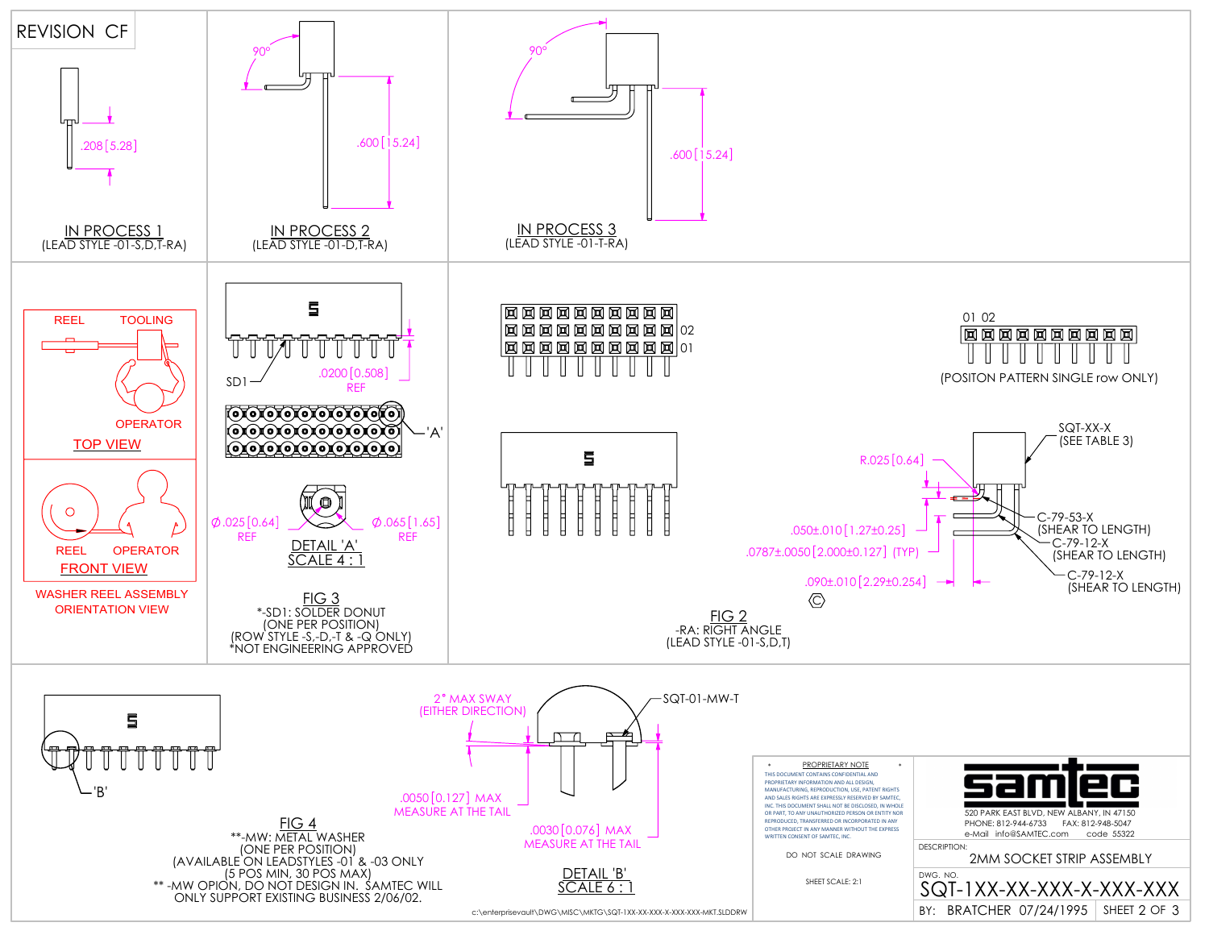REVISION CF

.208 [5.28]

IN PROCESS 1
(LEAD STYLE -01-S,D,T-RA)

90°

.600 [15.24]

IN PROCESS 2
(LEAD STYLE -01-D,T-RA)

90°

.600 [15.24]

IN PROCESS 3
(LEAD STYLE -01-T-RA)

REEL TOOLING

OPERATOR

TOP VIEW

REEL OPERATOR

FRONT VIEW

WASHER REEL ASSEMBLY ORIENTATION VIEW

SD1

.0200 [0.508] REF

'A'

Ø.025 [0.64] REF

Ø.065 [1.65] REF

DETAIL 'A'
SCALE 4 : 1

FIG 3
*-SD1: SOLDER DONUT
(ONE PER POSITION)
(ROW STYLE -S,-D,-T & -Q ONLY)
*NOT ENGINEERING APPROVED

02
01

01 02

(POSITON PATTERN SINGLE row ONLY)

SQT-XX-X
(SEE TABLE 3)

R.025 [0.64]

C-79-53-X
(SHEAR TO LENGTH)

C-79-12-X
(SHEAR TO LENGTH)

C-79-12-X
(SHEAR TO LENGTH)

.050±.010 [1.27±0.25]

.0787±.0050 [2.000±0.127] (TYP)

.090±.010 [2.29±0.254]

FIG 2
-RA: RIGHT ANGLE
(LEAD STYLE -01-S,D,T)

'B'

FIG 4
**-MW: METAL WASHER
(ONE PER POSITION)
(AVAILABLE ON LEADSTYLES -01 & -03 ONLY
(5 POS MIN, 30 POS MAX)
** -MW OPION, DO NOT DESIGN IN. SAMTEC WILL ONLY SUPPORT EXISTING BUSINESS 2/06/02.

2° MAX SWAY
(EITHER DIRECTION)

SQT-01-MW-T

.0050 [0.127] MAX
MEASURE AT THE TAIL

.0030 [0.076] MAX
MEASURE AT THE TAIL

DETAIL 'B'
SCALE 6 : 1

c:\enterprisevault\DWG\MISC\MKTG\SQT-1XX-XX-XXX-X-XXX-XXX-MKT.SLDDRW

PROPRIETARY NOTE

THIS DOCUMENT CONTAINS CONFIDENTIAL AND PROPRIETARY INFORMATION AND ALL DESIGN, MANUFACTURING, REPRODUCTION, USE, PATENT RIGHTS AND SALES RIGHTS ARE EXPRESSLY RESERVED BY SAMTEC, INC. THIS DOCUMENT SHALL NOT BE DISCLOSED, IN WHOLE OR PART, TO ANY UNAUTHORIZED PERSON OR ENTITY NOR REPRODUCED, TRANSFERRED OR INCORPORATED IN ANY OTHER PROJECT IN ANY MANNER WITHOUT THE EXPRESS WRITTEN CONSENT OF SAMTEC, INC.

DO NOT SCALE DRAWING

SHEET SCALE: 2:1

samtec

520 PARK EAST BLVD, NEW ALBANY, IN 47150
PHONE: 812-944-6733 FAX: 812-948-5047
e-Mail info@SAMTEC.com code 55322

DESCRIPTION: 2MM SOCKET STRIP ASSEMBLY

DWG. NO. SQT-1XX-XX-XXX-X-XXX-XXX

BY: BRATCHER 07/24/1995 SHEET 2 OF 3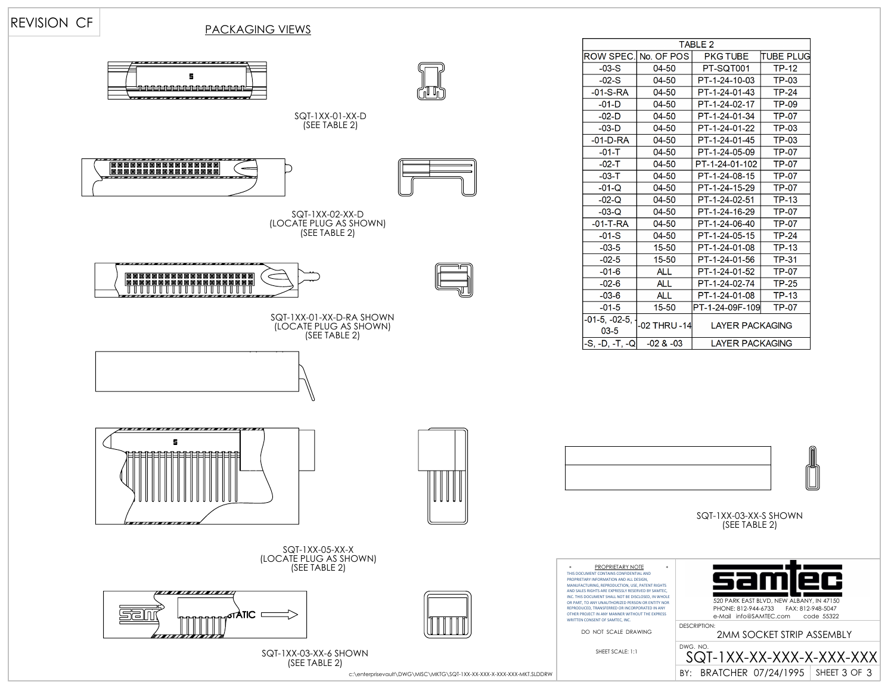REVISION CF

## PACKAGING VIEWS

SQT-1XX-01-XX-D
(SEE TABLE 2)

SQT-1XX-02-XX-D
(LOCATE PLUG AS SHOWN)
(SEE TABLE 2)

SQT-1XX-01-XX-D-RA SHOWN
(LOCATE PLUG AS SHOWN)
(SEE TABLE 2)

SQT-1XX-05-XX-X
(LOCATE PLUG AS SHOWN)
(SEE TABLE 2)

SQT-1XX-03-XX-6 SHOWN
(SEE TABLE 2)

SQT-1XX-03-XX-S SHOWN
(SEE TABLE 2)

TABLE 2

| ROW SPEC. | No. OF POS | PKG TUBE | TUBE PLUG |
|---|---|---|---|
| -03-S | 04-50 | PT-SQT001 | TP-12 |
| -02-S | 04-50 | PT-1-24-10-03 | TP-03 |
| -01-S-RA | 04-50 | PT-1-24-01-43 | TP-24 |
| -01-D | 04-50 | PT-1-24-02-17 | TP-09 |
| -02-D | 04-50 | PT-1-24-01-34 | TP-07 |
| -03-D | 04-50 | PT-1-24-01-22 | TP-03 |
| -01-D-RA | 04-50 | PT-1-24-01-45 | TP-03 |
| -01-T | 04-50 | PT-1-24-05-09 | TP-07 |
| -02-T | 04-50 | PT-1-24-01-102 | TP-07 |
| -03-T | 04-50 | PT-1-24-08-15 | TP-07 |
| -01-Q | 04-50 | PT-1-24-15-29 | TP-07 |
| -02-Q | 04-50 | PT-1-24-02-51 | TP-13 |
| -03-Q | 04-50 | PT-1-24-16-29 | TP-07 |
| -01-T-RA | 04-50 | PT-1-24-06-40 | TP-07 |
| -01-S | 04-50 | PT-1-24-05-15 | TP-24 |
| -03-5 | 15-50 | PT-1-24-01-08 | TP-13 |
| -02-5 | 15-50 | PT-1-24-01-56 | TP-31 |
| -01-6 | ALL | PT-1-24-01-52 | TP-07 |
| -02-6 | ALL | PT-1-24-02-74 | TP-25 |
| -03-6 | ALL | PT-1-24-01-08 | TP-13 |
| -01-5 | 15-50 | PT-1-24-09F-109 | TP-07 |
| -01-5, -02-5, -03-5 | -02 THRU -14 | LAYER PACKAGING | |
| -S, -D, -T, -Q | -02 & -03 | LAYER PACKAGING | |

PROPRIETARY NOTE

THIS DOCUMENT CONTAINS CONFIDENTIAL AND PROPRIETARY INFORMATION AND ALL DESIGN, MANUFACTURING, REPRODUCTION, USE, PATENT RIGHTS AND SALES RIGHTS ARE EXPRESSLY RESERVED BY SAMTEC, INC. THIS DOCUMENT SHALL NOT BE DISCLOSED, IN WHOLE OR PART, TO ANY UNAUTHORIZED PERSON OR ENTITY NOR REPRODUCED, TRANSFERRED OR INCORPORATED IN ANY OTHER PROJECT IN ANY MANNER WITHOUT THE EXPRESS WRITTEN CONSENT OF SAMTEC, INC.

DO NOT SCALE DRAWING

SHEET SCALE: 1:1

samtec
520 PARK EAST BLVD, NEW ALBANY, IN 47150
PHONE: 812-944-6733 FAX: 812-948-5047
e-Mail info@SAMTEC.com code 55322

DESCRIPTION: 2MM SOCKET STRIP ASSEMBLY

DWG. NO. SQT-1XX-XX-XXX-X-XXX-XXX

BY: BRATCHER 07/24/1995

c:\enterprisevault\DWG\MISC\MKTG\SQT-1XX-XX-XXX-X-XXX-XXX-MKT.SLDDRW